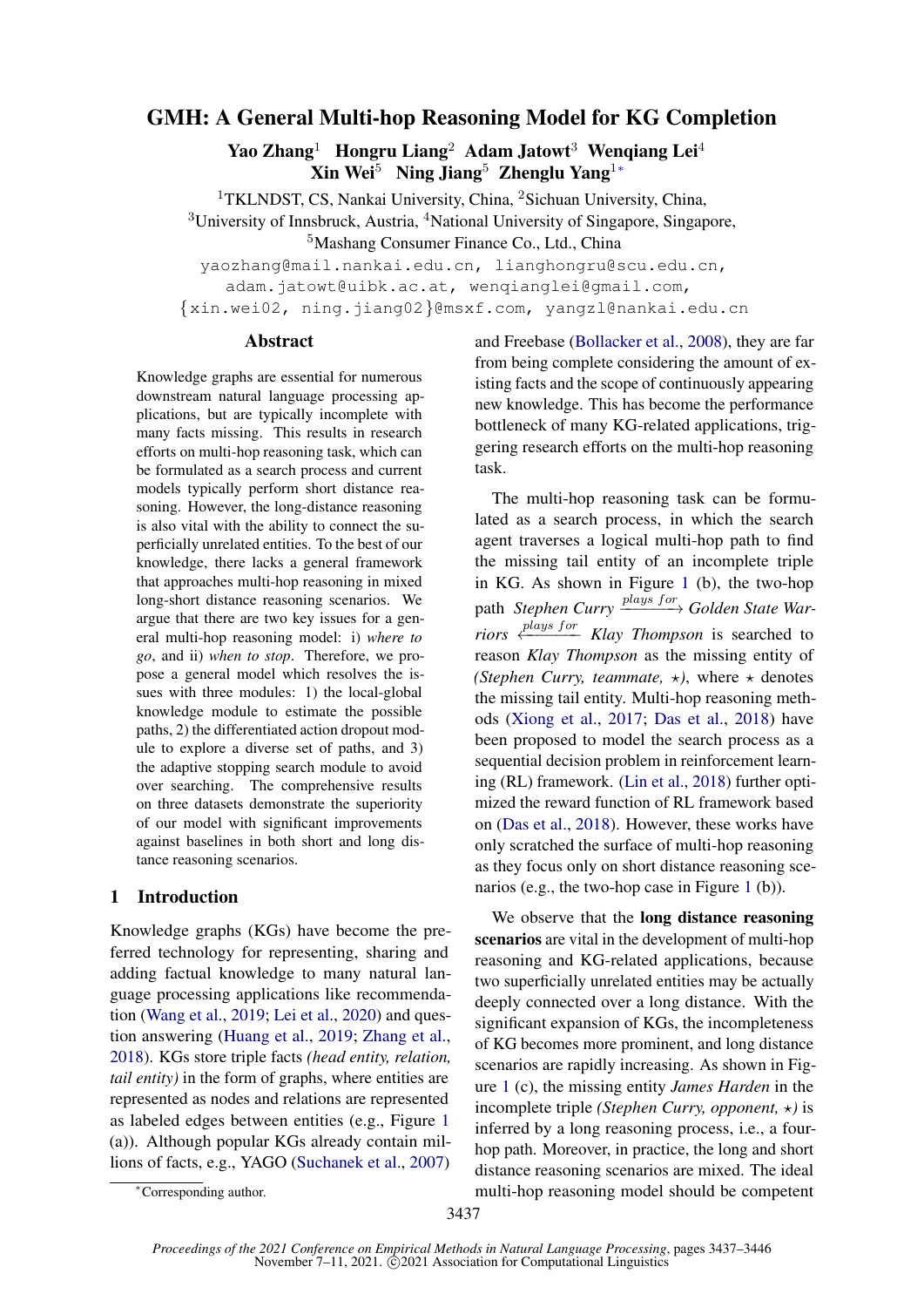# GMH: A General Multi-hop Reasoning Model for KG Completion

**Yao Zhang**[1] **Hongru Liang**[2] **Adam Jatowt**[3] **Wenqiang Lei**[4] **Xin Wei**[5] **Ning Jiang**[5] **Zhenglu Yang**[1*]

[1]TKLNDST, CS, Nankai University, China, [2]Sichuan University, China,
[3]University of Innsbruck, Austria, [4]National University of Singapore, Singapore,
[5]Mashang Consumer Finance Co., Ltd., China

yaozhang@mail.nankai.edu.cn, lianghongru@scu.edu.cn, adam.jatowt@uibk.ac.at, wenqianglei@gmail.com, {xin.wei02, ning.jiang02}@msxf.com, yangzl@nankai.edu.cn

## Abstract

Knowledge graphs are essential for numerous downstream natural language processing applications, but are typically incomplete with many facts missing. This results in research efforts on multi-hop reasoning task, which can be formulated as a search process and current models typically perform short distance reasoning. However, the long-distance reasoning is also vital with the ability to connect the superficially unrelated entities. To the best of our knowledge, there lacks a general framework that approaches multi-hop reasoning in mixed long-short distance reasoning scenarios. We argue that there are two key issues for a general multi-hop reasoning model: i) *where to go*, and ii) *when to stop*. Therefore, we propose a general model which resolves the issues with three modules: 1) the local-global knowledge module to estimate the possible paths, 2) the differentiated action dropout module to explore a diverse set of paths, and 3) the adaptive stopping search module to avoid over searching. The comprehensive results on three datasets demonstrate the superiority of our model with significant improvements against baselines in both short and long distance reasoning scenarios.

## 1 Introduction

Knowledge graphs (KGs) have become the preferred technology for representing, sharing and adding factual knowledge to many natural language processing applications like recommendation (Wang et al., 2019; Lei et al., 2020) and question answering (Huang et al., 2019; Zhang et al., 2018). KGs store triple facts *(head entity, relation, tail entity)* in the form of graphs, where entities are represented as nodes and relations are represented as labeled edges between entities (e.g., Figure 1 (a)). Although popular KGs already contain millions of facts, e.g., YAGO (Suchanek et al., 2007) and Freebase (Bollacker et al., 2008), they are far from being complete considering the amount of existing facts and the scope of continuously appearing new knowledge. This has become the performance bottleneck of many KG-related applications, triggering research efforts on the multi-hop reasoning task.

The multi-hop reasoning task can be formulated as a search process, in which the search agent traverses a logical multi-hop path to find the missing tail entity of an incomplete triple in KG. As shown in Figure 1 (b), the two-hop path *Stephen Curry* $\xrightarrow{plays\ for}$ *Golden State Warriors* $\xleftarrow{plays\ for}$ *Klay Thompson* is searched to reason *Klay Thompson* as the missing entity of *(Stephen Curry, teammate, $\star$)*, where $\star$ denotes the missing tail entity. Multi-hop reasoning methods (Xiong et al., 2017; Das et al., 2018) have been proposed to model the search process as a sequential decision problem in reinforcement learning (RL) framework. (Lin et al., 2018) further optimized the reward function of RL framework based on (Das et al., 2018). However, these works have only scratched the surface of multi-hop reasoning as they focus only on short distance reasoning scenarios (e.g., the two-hop case in Figure 1 (b)).

We observe that the **long distance reasoning scenarios** are vital in the development of multi-hop reasoning and KG-related applications, because two superficially unrelated entities may be actually deeply connected over a long distance. With the significant expansion of KGs, the incompleteness of KG becomes more prominent, and long distance scenarios are rapidly increasing. As shown in Figure 1 (c), the missing entity *James Harden* in the incomplete triple *(Stephen Curry, opponent, $\star$)* is inferred by a long reasoning process, i.e., a four-hop path. Moreover, in practice, the long and short distance reasoning scenarios are mixed. The ideal multi-hop reasoning model should be competent

*Corresponding author.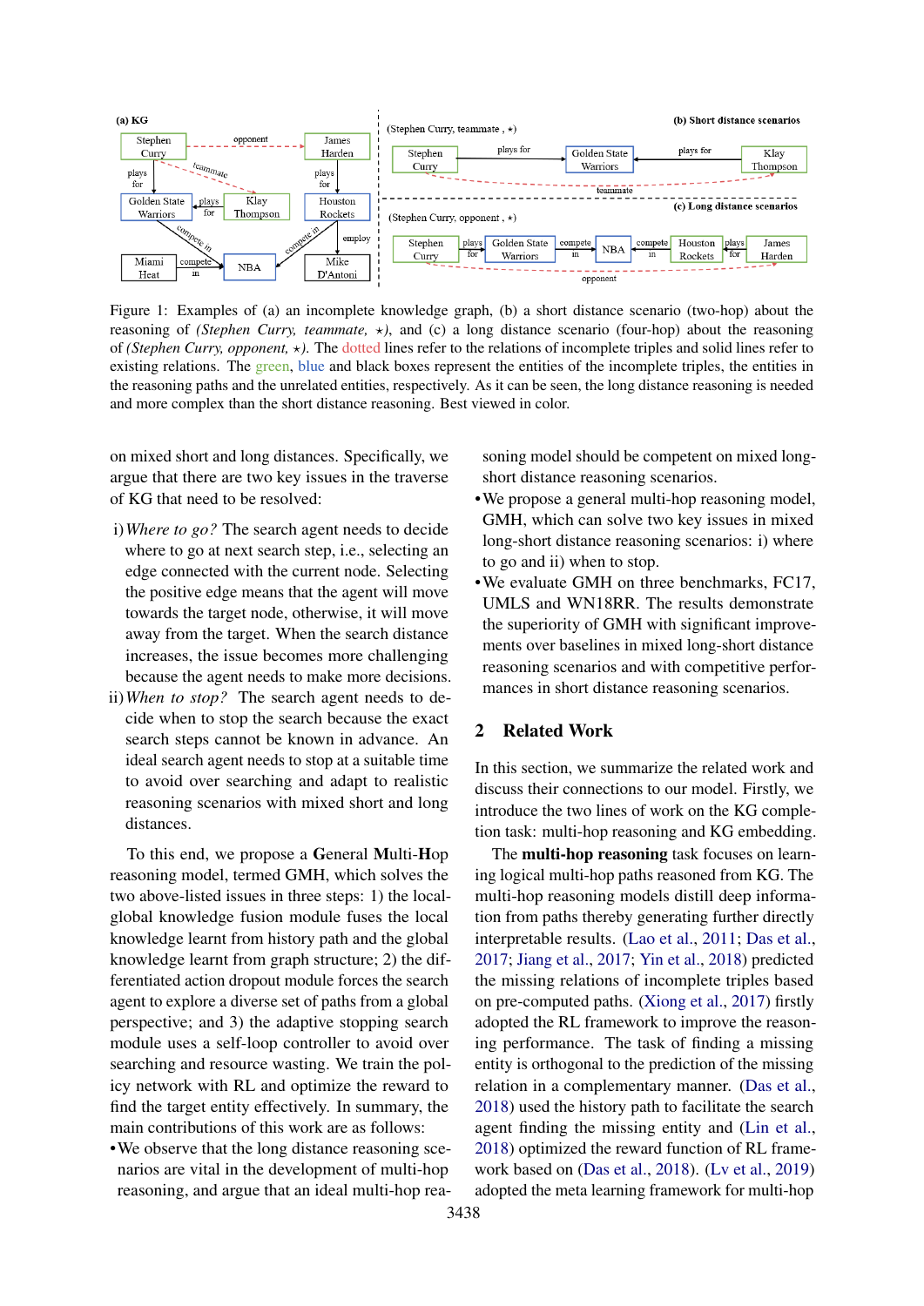Figure 1: Examples of (a) an incomplete knowledge graph, (b) a short distance scenario (two-hop) about the reasoning of *(Stephen Curry, teammate, ⋆)*, and (c) a long distance scenario (four-hop) about the reasoning of *(Stephen Curry, opponent, ⋆)*. The dotted lines refer to the relations of incomplete triples and solid lines refer to existing relations. The green, blue and black boxes represent the entities of the incomplete triples, the entities in the reasoning paths and the unrelated entities, respectively. As it can be seen, the long distance reasoning is needed and more complex than the short distance reasoning. Best viewed in color.

on mixed short and long distances. Specifically, we argue that there are two key issues in the traverse of KG that need to be resolved:

i) *Where to go?* The search agent needs to decide where to go at next search step, i.e., selecting an edge connected with the current node. Selecting the positive edge means that the agent will move towards the target node, otherwise, it will move away from the target. When the search distance increases, the issue becomes more challenging because the agent needs to make more decisions.

ii) *When to stop?* The search agent needs to decide when to stop the search because the exact search steps cannot be known in advance. An ideal search agent needs to stop at a suitable time to avoid over searching and adapt to realistic reasoning scenarios with mixed short and long distances.

To this end, we propose a **G**eneral **M**ulti-**H**op reasoning model, termed GMH, which solves the two above-listed issues in three steps: 1) the local-global knowledge fusion module fuses the local knowledge learnt from history path and the global knowledge learnt from graph structure; 2) the differentiated action dropout module forces the search agent to explore a diverse set of paths from a global perspective; and 3) the adaptive stopping search module uses a self-loop controller to avoid over searching and resource wasting. We train the policy network with RL and optimize the reward to find the target entity effectively. In summary, the main contributions of this work are as follows:

- We observe that the long distance reasoning scenarios are vital in the development of multi-hop reasoning, and argue that an ideal multi-hop reasoning model should be competent on mixed long-short distance reasoning scenarios.
- We propose a general multi-hop reasoning model, GMH, which can solve two key issues in mixed long-short distance reasoning scenarios: i) where to go and ii) when to stop.
- We evaluate GMH on three benchmarks, FC17, UMLS and WN18RR. The results demonstrate the superiority of GMH with significant improvements over baselines in mixed long-short distance reasoning scenarios and with competitive performances in short distance reasoning scenarios.

## 2 Related Work

In this section, we summarize the related work and discuss their connections to our model. Firstly, we introduce the two lines of work on the KG completion task: multi-hop reasoning and KG embedding.

The **multi-hop reasoning** task focuses on learning logical multi-hop paths reasoned from KG. The multi-hop reasoning models distill deep information from paths thereby generating further directly interpretable results. (Lao et al., 2011; Das et al., 2017; Jiang et al., 2017; Yin et al., 2018) predicted the missing relations of incomplete triples based on pre-computed paths. (Xiong et al., 2017) firstly adopted the RL framework to improve the reasoning performance. The task of finding a missing entity is orthogonal to the prediction of the missing relation in a complementary manner. (Das et al., 2018) used the history path to facilitate the search agent finding the missing entity and (Lin et al., 2018) optimized the reward function of RL framework based on (Das et al., 2018). (Lv et al., 2019) adopted the meta learning framework for multi-hop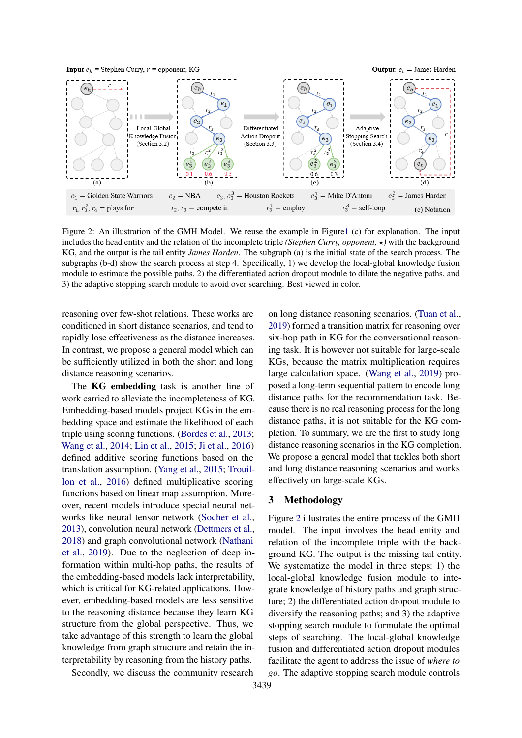Figure 2: An illustration of the GMH Model. We reuse the example in Figure1 (c) for explanation. The input includes the head entity and the relation of the incomplete triple *(Stephen Curry, opponent, ⋆)* with the background KG, and the output is the tail entity *James Harden*. The subgraph (a) is the initial state of the search process. The subgraphs (b-d) show the search process at step 4. Specifically, 1) we develop the local-global knowledge fusion module to estimate the possible paths, 2) the differentiated action dropout module to dilute the negative paths, and 3) the adaptive stopping search module to avoid over searching. Best viewed in color.

reasoning over few-shot relations. These works are conditioned in short distance scenarios, and tend to rapidly lose effectiveness as the distance increases. In contrast, we propose a general model which can be sufficiently utilized in both the short and long distance reasoning scenarios.

The **KG embedding** task is another line of work carried to alleviate the incompleteness of KG. Embedding-based models project KGs in the embedding space and estimate the likelihood of each triple using scoring functions. (Bordes et al., 2013; Wang et al., 2014; Lin et al., 2015; Ji et al., 2016) defined additive scoring functions based on the translation assumption. (Yang et al., 2015; Trouillon et al., 2016) defined multiplicative scoring functions based on linear map assumption. Moreover, recent models introduce special neural networks like neural tensor network (Socher et al., 2013), convolution neural network (Dettmers et al., 2018) and graph convolutional network (Nathani et al., 2019). Due to the neglection of deep information within multi-hop paths, the results of the embedding-based models lack interpretability, which is critical for KG-related applications. However, embedding-based models are less sensitive to the reasoning distance because they learn KG structure from the global perspective. Thus, we take advantage of this strength to learn the global knowledge from graph structure and retain the interpretability by reasoning from the history paths.

Secondly, we discuss the community research on long distance reasoning scenarios. (Tuan et al., 2019) formed a transition matrix for reasoning over six-hop path in KG for the conversational reasoning task. It is however not suitable for large-scale KGs, because the matrix multiplication requires large calculation space. (Wang et al., 2019) proposed a long-term sequential pattern to encode long distance paths for the recommendation task. Because there is no real reasoning process for the long distance paths, it is not suitable for the KG completion. To summary, we are the first to study long distance reasoning scenarios in the KG completion. We propose a general model that tackles both short and long distance reasoning scenarios and works effectively on large-scale KGs.

## 3 Methodology

Figure 2 illustrates the entire process of the GMH model. The input involves the head entity and relation of the incomplete triple with the background KG. The output is the missing tail entity. We systematize the model in three steps: 1) the local-global knowledge fusion module to integrate knowledge of history paths and graph structure; 2) the differentiated action dropout module to diversify the reasoning paths; and 3) the adaptive stopping search module to formulate the optimal steps of searching. The local-global knowledge fusion and differentiated action dropout modules facilitate the agent to address the issue of *where to go*. The adaptive stopping search module controls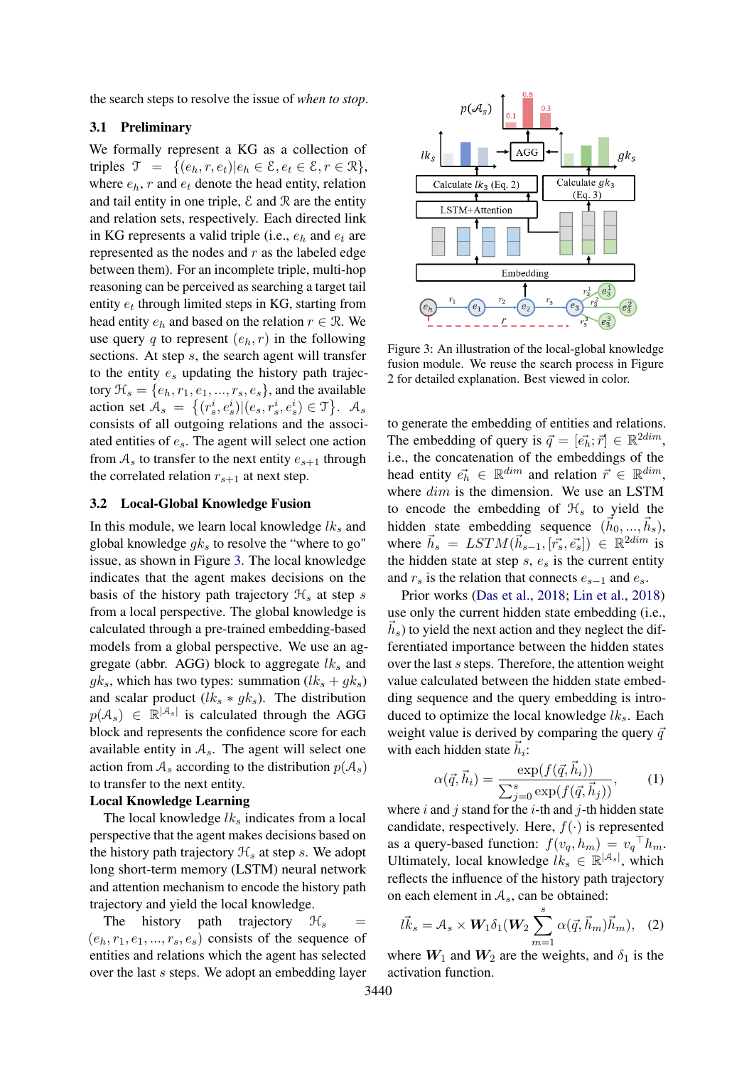the search steps to resolve the issue of *when to stop*.

### 3.1 Preliminary

We formally represent a KG as a collection of triples $\mathcal{T} = \{(e_h, r, e_t)|e_h \in \mathcal{E}, e_t \in \mathcal{E}, r \in \mathcal{R}\}$, where $e_h$, $r$ and $e_t$ denote the head entity, relation and tail entity in one triple, $\mathcal{E}$ and $\mathcal{R}$ are the entity and relation sets, respectively. Each directed link in KG represents a valid triple (i.e., $e_h$ and $e_t$ are represented as the nodes and $r$ as the labeled edge between them). For an incomplete triple, multi-hop reasoning can be perceived as searching a target tail entity $e_t$ through limited steps in KG, starting from head entity $e_h$ and based on the relation $r \in \mathcal{R}$. We use query $q$ to represent $(e_h, r)$ in the following sections. At step $s$, the search agent will transfer to the entity $e_s$ updating the history path trajectory $\mathcal{H}_s = \{e_h, r_1, e_1, ..., r_s, e_s\}$, and the available action set $\mathcal{A}_s = \{(r_s^i, e_s^i)|(e_s, r_s^i, e_s^i) \in \mathcal{T}\}$. $\mathcal{A}_s$ consists of all outgoing relations and the associated entities of $e_s$. The agent will select one action from $\mathcal{A}_s$ to transfer to the next entity $e_{s+1}$ through the correlated relation $r_{s+1}$ at next step.

### 3.2 Local-Global Knowledge Fusion

In this module, we learn local knowledge $lk_s$ and global knowledge $gk_s$ to resolve the "where to go" issue, as shown in Figure 3. The local knowledge indicates that the agent makes decisions on the basis of the history path trajectory $\mathcal{H}_s$ at step $s$ from a local perspective. The global knowledge is calculated through a pre-trained embedding-based models from a global perspective. We use an aggregate (abbr. AGG) block to aggregate $lk_s$ and $gk_s$, which has two types: summation ($lk_s + gk_s$) and scalar product ($lk_s * gk_s$). The distribution $p(\mathcal{A}_s) \in \mathbb{R}^{|\mathcal{A}_s|}$ is calculated through the AGG block and represents the confidence score for each available entity in $\mathcal{A}_s$. The agent will select one action from $\mathcal{A}_s$ according to the distribution $p(\mathcal{A}_s)$ to transfer to the next entity.

**Local Knowledge Learning**

The local knowledge $lk_s$ indicates from a local perspective that the agent makes decisions based on the history path trajectory $\mathcal{H}_s$ at step $s$. We adopt long short-term memory (LSTM) neural network and attention mechanism to encode the history path trajectory and yield the local knowledge.

The history path trajectory $\mathcal{H}_s = (e_h, r_1, e_1, ..., r_s, e_s)$ consists of the sequence of entities and relations which the agent has selected over the last $s$ steps. We adopt an embedding layer to generate the embedding of entities and relations. The embedding of query is $\vec{q} = [\vec{e_h}; \vec{r}] \in \mathbb{R}^{2dim}$, i.e., the concatenation of the embeddings of the head entity $\vec{e_h} \in \mathbb{R}^{dim}$ and relation $\vec{r} \in \mathbb{R}^{dim}$, where $dim$ is the dimension. We use an LSTM to encode the embedding of $\mathcal{H}_s$ to yield the hidden state embedding sequence $(\vec{h_0}, ..., \vec{h_s})$, where $\vec{h_s} = LSTM(\vec{h}_{s-1}, [\vec{r_s}, \vec{e_s}]) \in \mathbb{R}^{2dim}$ is the hidden state at step $s$, $e_s$ is the current entity and $r_s$ is the relation that connects $e_{s-1}$ and $e_s$.

Prior works (Das et al., 2018; Lin et al., 2018) use only the current hidden state embedding (i.e., $\vec{h_s}$) to yield the next action and they neglect the differentiated importance between the hidden states over the last $s$ steps. Therefore, the attention weight value calculated between the hidden state embedding sequence and the query embedding is introduced to optimize the local knowledge $lk_s$. Each weight value is derived by comparing the query $\vec{q}$ with each hidden state $\vec{h_i}$:

$$\alpha(\vec{q}, \vec{h_i}) = \frac{\exp(f(\vec{q}, \vec{h_i}))}{\sum_{j=0}^{s} \exp(f(\vec{q}, \vec{h_j}))}, \quad (1)$$

where $i$ and $j$ stand for the $i$-th and $j$-th hidden state candidate, respectively. Here, $f(\cdot)$ is represented as a query-based function: $f(v_q, h_m) = {v_q}^{\top} h_m$. Ultimately, local knowledge $lk_s \in \mathbb{R}^{|\mathcal{A}_s|}$, which reflects the influence of the history path trajectory on each element in $\mathcal{A}_s$, can be obtained:

$$\vec{lk_s} = \mathcal{A}_s \times \boldsymbol{W}_1 \delta_1(\boldsymbol{W}_2 \sum_{m=1}^{s} \alpha(\vec{q}, \vec{h}_m)\vec{h}_m), \quad (2)$$

where $\boldsymbol{W}_1$ and $\boldsymbol{W}_2$ are the weights, and $\delta_1$ is the activation function.

Figure 3: An illustration of the local-global knowledge fusion module. We reuse the search process in Figure 2 for detailed explanation. Best viewed in color.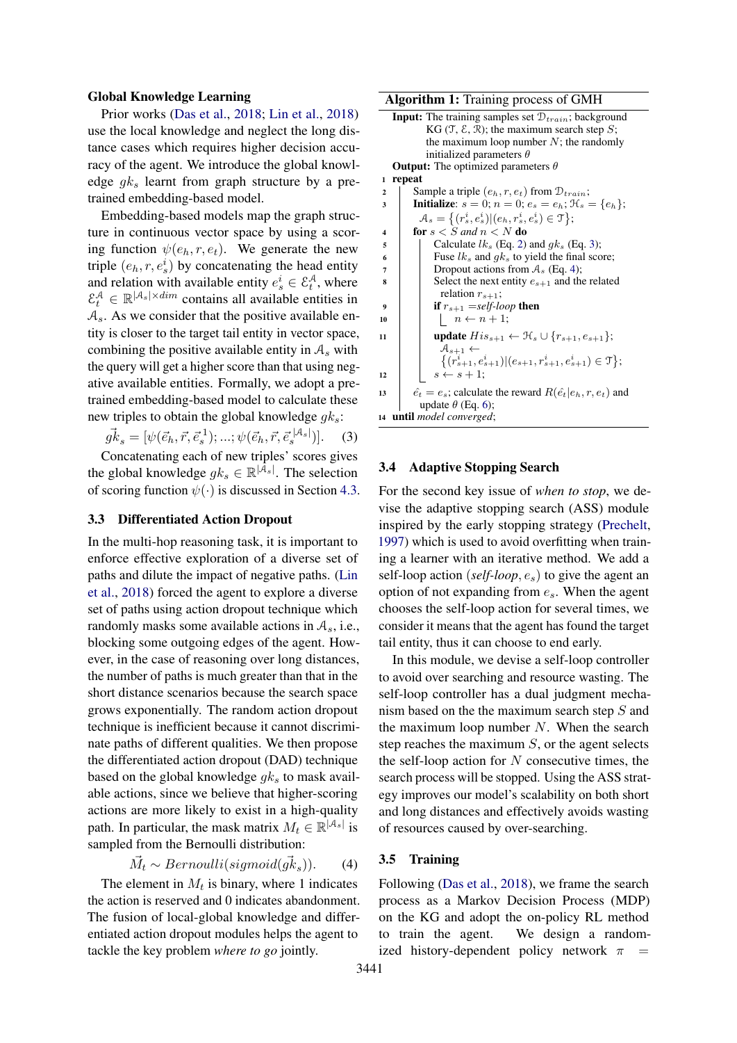**Global Knowledge Learning**

Prior works (Das et al., 2018; Lin et al., 2018) use the local knowledge and neglect the long distance cases which requires higher decision accuracy of the agent. We introduce the global knowledge $gk_s$ learnt from graph structure by a pre-trained embedding-based model.

Embedding-based models map the graph structure in continuous vector space by using a scoring function $\psi(e_h, r, e_t)$. We generate the new triple $(e_h, r, e_s^i)$ by concatenating the head entity and relation with available entity $e_s^i \in \mathcal{E}_t^{\mathcal{A}}$, where $\mathcal{E}_t^{\mathcal{A}} \in \mathbb{R}^{|\mathcal{A}_s| \times dim}$ contains all available entities in $\mathcal{A}_s$. As we consider that the positive available entity is closer to the target tail entity in vector space, combining the positive available entity in $\mathcal{A}_s$ with the query will get a higher score than that using negative available entities. Formally, we adopt a pre-trained embedding-based model to calculate these new triples to obtain the global knowledge $gk_s$:

$$\vec{gk}_s = [\psi(\vec{e}_h, \vec{r}, \vec{e}_s^{\,1}); ...; \psi(\vec{e}_h, \vec{r}, \vec{e}_s^{\,|\mathcal{A}_s|})]. \quad (3)$$

Concatenating each of new triples' scores gives the global knowledge $gk_s \in \mathbb{R}^{|\mathcal{A}_s|}$. The selection of scoring function $\psi(\cdot)$ is discussed in Section 4.3.

### 3.3 Differentiated Action Dropout

In the multi-hop reasoning task, it is important to enforce effective exploration of a diverse set of paths and dilute the impact of negative paths. (Lin et al., 2018) forced the agent to explore a diverse set of paths using action dropout technique which randomly masks some available actions in $\mathcal{A}_s$, i.e., blocking some outgoing edges of the agent. However, in the case of reasoning over long distances, the number of paths is much greater than that in the short distance scenarios because the search space grows exponentially. The random action dropout technique is inefficient because it cannot discriminate paths of different qualities. We then propose the differentiated action dropout (DAD) technique based on the global knowledge $gk_s$ to mask available actions, since we believe that higher-scoring actions are more likely to exist in a high-quality path. In particular, the mask matrix $M_t \in \mathbb{R}^{|\mathcal{A}_s|}$ is sampled from the Bernoulli distribution:

$$\vec{M}_t \sim Bernoulli(sigmoid(\vec{gk}_s)). \quad (4)$$

The element in $M_t$ is binary, where 1 indicates the action is reserved and 0 indicates abandonment. The fusion of local-global knowledge and differentiated action dropout modules helps the agent to tackle the key problem *where to go* jointly.

**Algorithm 1:** Training process of GMH

**Input:** The training samples set $\mathcal{D}_{train}$; background KG $(\mathcal{T}, \mathcal{E}, \mathcal{R})$; the maximum search step $S$; the maximum loop number $N$; the randomly initialized parameters $\theta$
**Output:** The optimized parameters $\theta$

1. **repeat**
2. Sample a triple $(e_h, r, e_t)$ from $\mathcal{D}_{train}$;
3. **Initialize**: $s = 0$; $n = 0$; $e_s = e_h$; $\mathcal{H}_s = \{e_h\}$; $\mathcal{A}_s = \{(r_s^i, e_s^i) | (e_h, r_s^i, e_s^i) \in \mathcal{T}\}$;
4. **for** $s < S$ *and* $n < N$ **do**
5. Calculate $lk_s$ (Eq. 2) and $gk_s$ (Eq. 3);
6. Fuse $lk_s$ and $gk_s$ to yield the final score;
7. Dropout actions from $\mathcal{A}_s$ (Eq. 4);
8. Select the next entity $e_{s+1}$ and the related relation $r_{s+1}$;
9. **if** $r_{s+1}$ =*self-loop* **then**
10. $n \leftarrow n + 1$;
11. **update** $His_{s+1} \leftarrow \mathcal{H}_s \cup \{r_{s+1}, e_{s+1}\}$; $\mathcal{A}_{s+1} \leftarrow \{(r_{s+1}^i, e_{s+1}^i) | (e_{s+1}, r_{s+1}^i, e_{s+1}^i) \in \mathcal{T}\}$;
12. $s \leftarrow s + 1$;
13. $\hat{e}_t = e_s$; calculate the reward $R(\hat{e}_t | e_h, r, e_t)$ and update $\theta$ (Eq. 6);
14. **until** *model converged*;

### 3.4 Adaptive Stopping Search

For the second key issue of *when to stop*, we devise the adaptive stopping search (ASS) module inspired by the early stopping strategy (Prechelt, 1997) which is used to avoid overfitting when training a learner with an iterative method. We add a self-loop action (*self-loop*, $e_s$) to give the agent an option of not expanding from $e_s$. When the agent chooses the self-loop action for several times, we consider it means that the agent has found the target tail entity, thus it can choose to end early.

In this module, we devise a self-loop controller to avoid over searching and resource wasting. The self-loop controller has a dual judgment mechanism based on the the maximum search step $S$ and the maximum loop number $N$. When the search step reaches the maximum $S$, or the agent selects the self-loop action for $N$ consecutive times, the search process will be stopped. Using the ASS strategy improves our model's scalability on both short and long distances and effectively avoids wasting of resources caused by over-searching.

### 3.5 Training

Following (Das et al., 2018), we frame the search process as a Markov Decision Process (MDP) on the KG and adopt the on-policy RL method to train the agent. We design a randomized history-dependent policy network $\pi$ =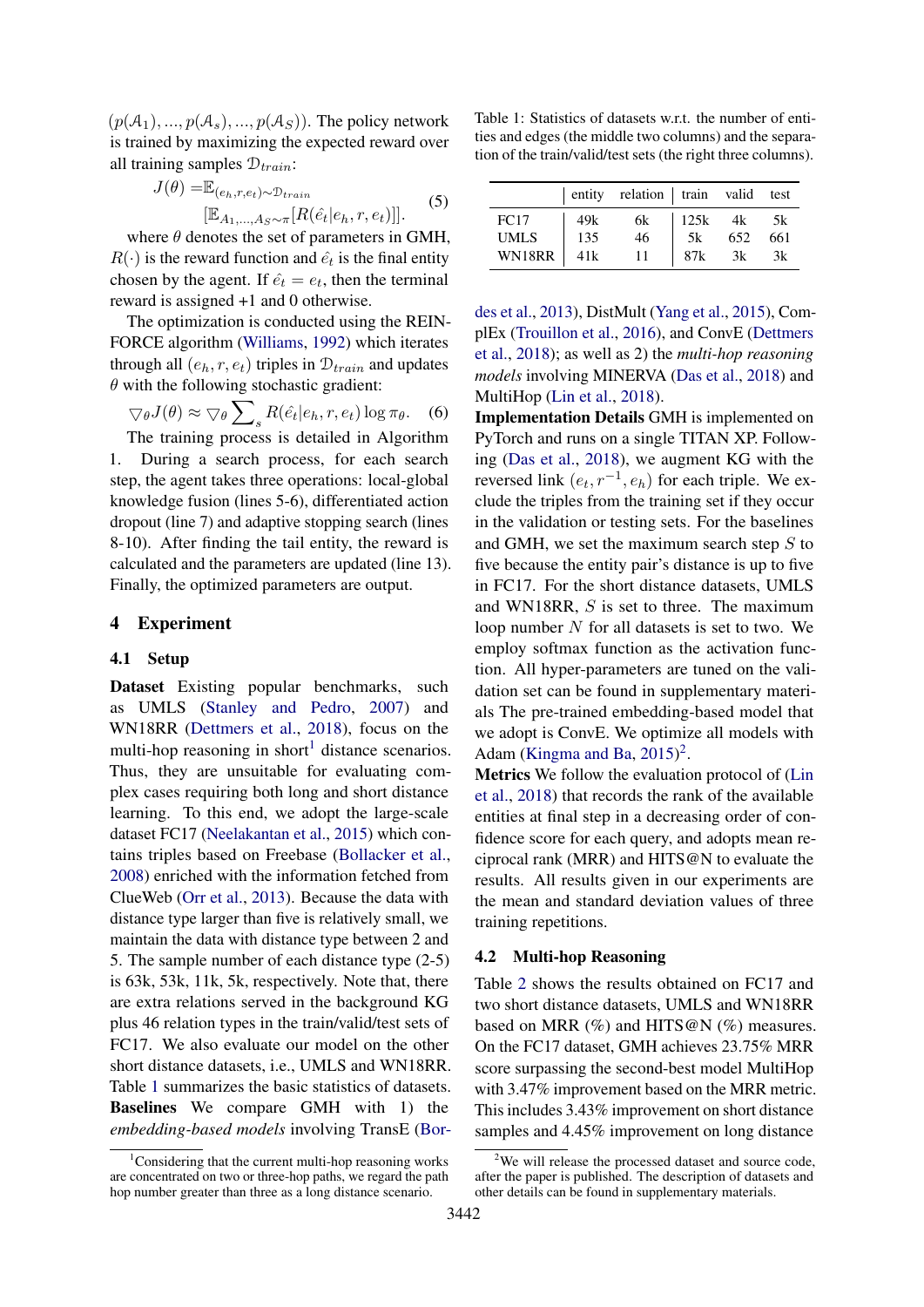$(p(\mathcal{A}_1), ..., p(\mathcal{A}_s), ..., p(\mathcal{A}_S))$. The policy network is trained by maximizing the expected reward over all training samples $\mathcal{D}_{train}$:

$$J(\theta) = \mathbb{E}_{(e_h, r, e_t) \sim \mathcal{D}_{train}} [\mathbb{E}_{A_1, ..., A_S \sim \pi}[R(\hat{e}_t | e_h, r, e_t)]]. \quad (5)$$

where $\theta$ denotes the set of parameters in GMH, $R(\cdot)$ is the reward function and $\hat{e}_t$ is the final entity chosen by the agent. If $\hat{e}_t = e_t$, then the terminal reward is assigned +1 and 0 otherwise.

The optimization is conducted using the REINFORCE algorithm (Williams, 1992) which iterates through all $(e_h, r, e_t)$ triples in $\mathcal{D}_{train}$ and updates $\theta$ with the following stochastic gradient:

$$\nabla_\theta J(\theta) \approx \nabla_\theta \sum_s R(\hat{e}_t | e_h, r, e_t) \log \pi_\theta. \quad (6)$$

The training process is detailed in Algorithm 1. During a search process, for each search step, the agent takes three operations: local-global knowledge fusion (lines 5-6), differentiated action dropout (line 7) and adaptive stopping search (lines 8-10). After finding the tail entity, the reward is calculated and the parameters are updated (line 13). Finally, the optimized parameters are output.

## 4 Experiment

### 4.1 Setup

**Dataset** Existing popular benchmarks, such as UMLS (Stanley and Pedro, 2007) and WN18RR (Dettmers et al., 2018), focus on the multi-hop reasoning in short[1] distance scenarios. Thus, they are unsuitable for evaluating complex cases requiring both long and short distance learning. To this end, we adopt the large-scale dataset FC17 (Neelakantan et al., 2015) which contains triples based on Freebase (Bollacker et al., 2008) enriched with the information fetched from ClueWeb (Orr et al., 2013). Because the data with distance type larger than five is relatively small, we maintain the data with distance type between 2 and 5. The sample number of each distance type (2-5) is 63k, 53k, 11k, 5k, respectively. Note that, there are extra relations served in the background KG plus 46 relation types in the train/valid/test sets of FC17. We also evaluate our model on the other short distance datasets, i.e., UMLS and WN18RR. Table 1 summarizes the basic statistics of datasets.

**Baselines** We compare GMH with 1) the *embedding-based models* involving TransE (Bordes et al., 2013), DistMult (Yang et al., 2015), ComplEx (Trouillon et al., 2016), and ConvE (Dettmers et al., 2018); as well as 2) the *multi-hop reasoning models* involving MINERVA (Das et al., 2018) and MultiHop (Lin et al., 2018).

[1]Considering that the current multi-hop reasoning works are concentrated on two or three-hop paths, we regard the path hop number greater than three as a long distance scenario.

Table 1: Statistics of datasets w.r.t. the number of entities and edges (the middle two columns) and the separation of the train/valid/test sets (the right three columns).

| | entity | relation | train | valid | test |
|---|---|---|---|---|---|
| FC17 | 49k | 6k | 125k | 4k | 5k |
| UMLS | 135 | 46 | 5k | 652 | 661 |
| WN18RR | 41k | 11 | 87k | 3k | 3k |

**Implementation Details** GMH is implemented on PyTorch and runs on a single TITAN XP. Following (Das et al., 2018), we augment KG with the reversed link $(e_t, r^{-1}, e_h)$ for each triple. We exclude the triples from the training set if they occur in the validation or testing sets. For the baselines and GMH, we set the maximum search step $S$ to five because the entity pair's distance is up to five in FC17. For the short distance datasets, UMLS and WN18RR, $S$ is set to three. The maximum loop number $N$ for all datasets is set to two. We employ softmax function as the activation function. All hyper-parameters are tuned on the validation set can be found in supplementary materials The pre-trained embedding-based model that we adopt is ConvE. We optimize all models with Adam (Kingma and Ba, 2015)[2].

**Metrics** We follow the evaluation protocol of (Lin et al., 2018) that records the rank of the available entities at final step in a decreasing order of confidence score for each query, and adopts mean reciprocal rank (MRR) and HITS@N to evaluate the results. All results given in our experiments are the mean and standard deviation values of three training repetitions.

### 4.2 Multi-hop Reasoning

Table 2 shows the results obtained on FC17 and two short distance datasets, UMLS and WN18RR based on MRR (%) and HITS@N (%) measures. On the FC17 dataset, GMH achieves 23.75% MRR score surpassing the second-best model MultiHop with 3.47% improvement based on the MRR metric. This includes 3.43% improvement on short distance samples and 4.45% improvement on long distance

[2]We will release the processed dataset and source code, after the paper is published. The description of datasets and other details can be found in supplementary materials.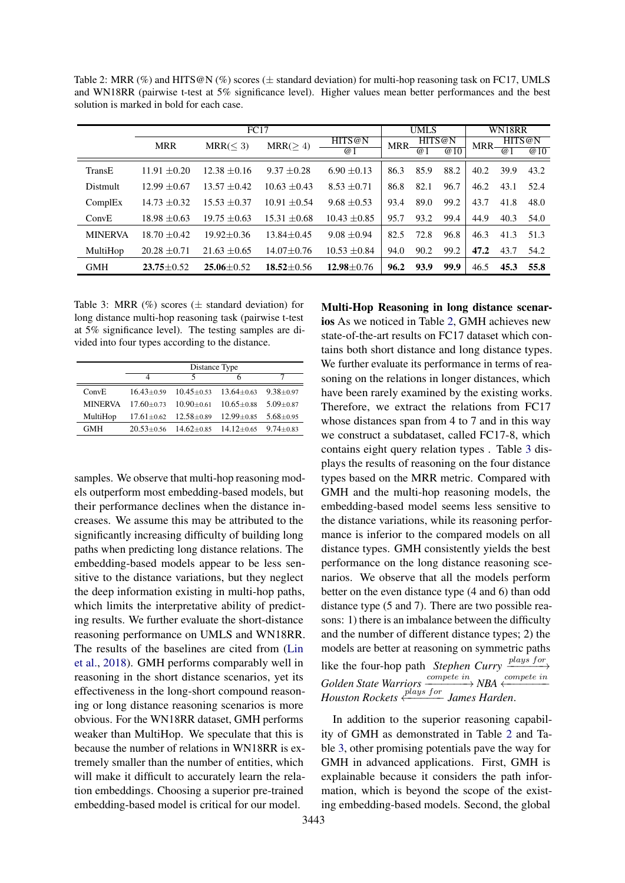Table 2: MRR (%) and HITS@N (%) scores (± standard deviation) for multi-hop reasoning task on FC17, UMLS and WN18RR (pairwise t-test at 5% significance level). Higher values mean better performances and the best solution is marked in bold for each case.

| | FC17 | | | | UMLS | | | WN18RR | | |
|---|---|---|---|---|---|---|---|---|---|---|
| | MRR | MRR($\leq 3$) | MRR($\geq 4$) | HITS@N | MRR | HITS@N | | MRR | HITS@N | |
| | | | | @1 | | @1 | @10 | | @1 | @10 |
| TransE | 11.91 ±0.20 | 12.38 ±0.16 | 9.37 ±0.28 | 6.90 ±0.13 | 86.3 | 85.9 | 88.2 | 40.2 | 39.9 | 43.2 |
| Distmult | 12.99 ±0.67 | 13.57 ±0.42 | 10.63 ±0.43 | 8.53 ±0.71 | 86.8 | 82.1 | 96.7 | 46.2 | 43.1 | 52.4 |
| ComplEx | 14.73 ±0.32 | 15.53 ±0.37 | 10.91 ±0.54 | 9.68 ±0.53 | 93.4 | 89.0 | 99.2 | 43.7 | 41.8 | 48.0 |
| ConvE | 18.98 ±0.63 | 19.75 ±0.63 | 15.31 ±0.68 | 10.43 ±0.85 | 95.7 | 93.2 | 99.4 | 44.9 | 40.3 | 54.0 |
| MINERVA | 18.70 ±0.42 | 19.92±0.36 | 13.84±0.45 | 9.08 ±0.94 | 82.5 | 72.8 | 96.8 | 46.3 | 41.3 | 51.3 |
| MultiHop | 20.28 ±0.71 | 21.63 ±0.65 | 14.07±0.76 | 10.53 ±0.84 | 94.0 | 90.2 | 99.2 | **47.2** | 43.7 | 54.2 |
| GMH | **23.75**±0.52 | **25.06**±0.52 | **18.52**±0.56 | **12.98**±0.76 | **96.2** | **93.9** | **99.9** | 46.5 | **45.3** | **55.8** |

Table 3: MRR (%) scores (± standard deviation) for long distance multi-hop reasoning task (pairwise t-test at 5% significance level). The testing samples are divided into four types according to the distance.

| | Distance Type | | | |
|---|---|---|---|---|
| | 4 | 5 | 6 | 7 |
| ConvE | 16.43±0.59 | 10.45±0.53 | 13.64±0.63 | 9.38±0.97 |
| MINERVA | 17.60±0.73 | 10.90±0.61 | 10.65±0.88 | 5.09±0.87 |
| MultiHop | 17.61±0.62 | 12.58±0.89 | 12.99±0.85 | 5.68±0.95 |
| GMH | 20.53±0.56 | 14.62±0.85 | 14.12±0.65 | 9.74±0.83 |

samples. We observe that multi-hop reasoning models outperform most embedding-based models, but their performance declines when the distance increases. We assume this may be attributed to the significantly increasing difficulty of building long paths when predicting long distance relations. The embedding-based models appear to be less sensitive to the distance variations, but they neglect the deep information existing in multi-hop paths, which limits the interpretative ability of predicting results. We further evaluate the short-distance reasoning performance on UMLS and WN18RR. The results of the baselines are cited from (Lin et al., 2018). GMH performs comparably well in reasoning in the short distance scenarios, yet its effectiveness in the long-short compound reasoning or long distance reasoning scenarios is more obvious. For the WN18RR dataset, GMH performs weaker than MultiHop. We speculate that this is because the number of relations in WN18RR is extremely smaller than the number of entities, which will make it difficult to accurately learn the relation embeddings. Choosing a superior pre-trained embedding-based model is critical for our model.

**Multi-Hop Reasoning in long distance scenarios** As we noticed in Table 2, GMH achieves new state-of-the-art results on FC17 dataset which contains both short distance and long distance types. We further evaluate its performance in terms of reasoning on the relations in longer distances, which have been rarely examined by the existing works. Therefore, we extract the relations from FC17 whose distances span from 4 to 7 and in this way we construct a subdataset, called FC17-8, which contains eight query relation types . Table 3 displays the results of reasoning on the four distance types based on the MRR metric. Compared with GMH and the multi-hop reasoning models, the embedding-based model seems less sensitive to the distance variations, while its reasoning performance is inferior to the compared models on all distance types. GMH consistently yields the best performance on the long distance reasoning scenarios. We observe that all the models perform better on the even distance type (4 and 6) than odd distance type (5 and 7). There are two possible reasons: 1) there is an imbalance between the difficulty and the number of different distance types; 2) the models are better at reasoning on symmetric paths like the four-hop path *Stephen Curry* $\xrightarrow{plays\ for}$ *Golden State Warriors* $\xrightarrow{compete\ in}$ *NBA* $\xleftarrow{compete\ in}$ *Houston Rockets* $\xleftarrow{plays\ for}$ *James Harden*.

In addition to the superior reasoning capability of GMH as demonstrated in Table 2 and Table 3, other promising potentials pave the way for GMH in advanced applications. First, GMH is explainable because it considers the path information, which is beyond the scope of the existing embedding-based models. Second, the global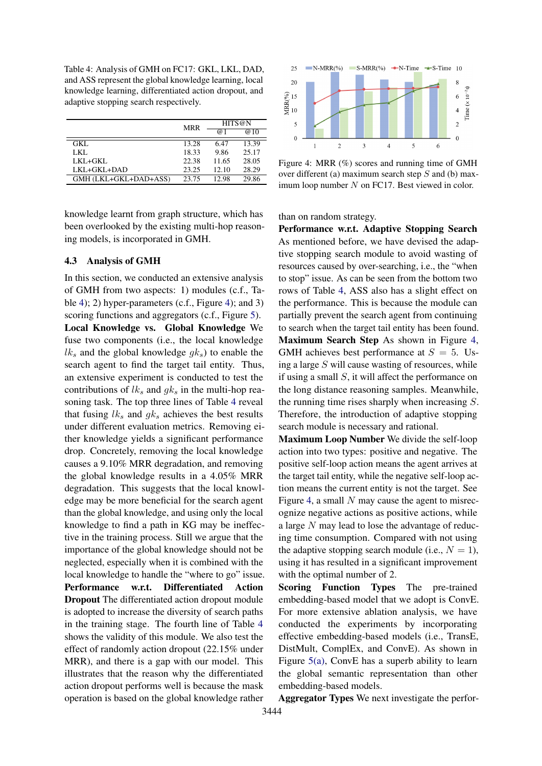Table 4: Analysis of GMH on FC17: GKL, LKL, DAD, and ASS represent the global knowledge learning, local knowledge learning, differentiated action dropout, and adaptive stopping search respectively.

| | MRR | HITS@N | |
|---|---|---|---|
| | | @1 | @10 |
| GKL | 13.28 | 6.47 | 13.39 |
| LKL | 18.33 | 9.86 | 25.17 |
| LKL+GKL | 22.38 | 11.65 | 28.05 |
| LKL+GKL+DAD | 23.25 | 12.10 | 28.29 |
| GMH (LKL+GKL+DAD+ASS) | 23.75 | 12.98 | 29.86 |

Figure 4: MRR (%) scores and running time of GMH over different (a) maximum search step $S$ and (b) maximum loop number $N$ on FC17. Best viewed in color.

knowledge learnt from graph structure, which has been overlooked by the existing multi-hop reasoning models, is incorporated in GMH.

### 4.3 Analysis of GMH

In this section, we conducted an extensive analysis of GMH from two aspects: 1) modules (c.f., Table 4); 2) hyper-parameters (c.f., Figure 4); and 3) scoring functions and aggregators (c.f., Figure 5).

**Local Knowledge vs. Global Knowledge** We fuse two components (i.e., the local knowledge $lk_s$ and the global knowledge $gk_s$) to enable the search agent to find the target tail entity. Thus, an extensive experiment is conducted to test the contributions of $lk_s$ and $gk_s$ in the multi-hop reasoning task. The top three lines of Table 4 reveal that fusing $lk_s$ and $gk_s$ achieves the best results under different evaluation metrics. Removing either knowledge yields a significant performance drop. Concretely, removing the local knowledge causes a 9.10% MRR degradation, and removing the global knowledge results in a 4.05% MRR degradation. This suggests that the local knowledge may be more beneficial for the search agent than the global knowledge, and using only the local knowledge to find a path in KG may be ineffective in the training process. Still we argue that the importance of the global knowledge should not be neglected, especially when it is combined with the local knowledge to handle the "where to go" issue.

**Performance w.r.t. Differentiated Action Dropout** The differentiated action dropout module is adopted to increase the diversity of search paths in the training stage. The fourth line of Table 4 shows the validity of this module. We also test the effect of randomly action dropout (22.15% under MRR), and there is a gap with our model. This illustrates that the reason why the differentiated action dropout performs well is because the mask operation is based on the global knowledge rather than on random strategy.

**Performance w.r.t. Adaptive Stopping Search** As mentioned before, we have devised the adaptive stopping search module to avoid wasting of resources caused by over-searching, i.e., the "when to stop" issue. As can be seen from the bottom two rows of Table 4, ASS also has a slight effect on the performance. This is because the module can partially prevent the search agent from continuing to search when the target tail entity has been found.

**Maximum Search Step** As shown in Figure 4, GMH achieves best performance at $S = 5$. Using a large $S$ will cause wasting of resources, while if using a small $S$, it will affect the performance on the long distance reasoning samples. Meanwhile, the running time rises sharply when increasing $S$. Therefore, the introduction of adaptive stopping search module is necessary and rational.

**Maximum Loop Number** We divide the self-loop action into two types: positive and negative. The positive self-loop action means the agent arrives at the target tail entity, while the negative self-loop action means the current entity is not the target. See Figure 4, a small $N$ may cause the agent to misrecognize negative actions as positive actions, while a large $N$ may lead to lose the advantage of reducing time consumption. Compared with not using the adaptive stopping search module (i.e., $N = 1$), using it has resulted in a significant improvement with the optimal number of 2.

**Scoring Function Types** The pre-trained embedding-based model that we adopt is ConvE. For more extensive ablation analysis, we have conducted the experiments by incorporating effective embedding-based models (i.e., TransE, DistMult, ComplEx, and ConvE). As shown in Figure 5(a), ConvE has a superb ability to learn the global semantic representation than other embedding-based models.

**Aggregator Types** We next investigate the perfor-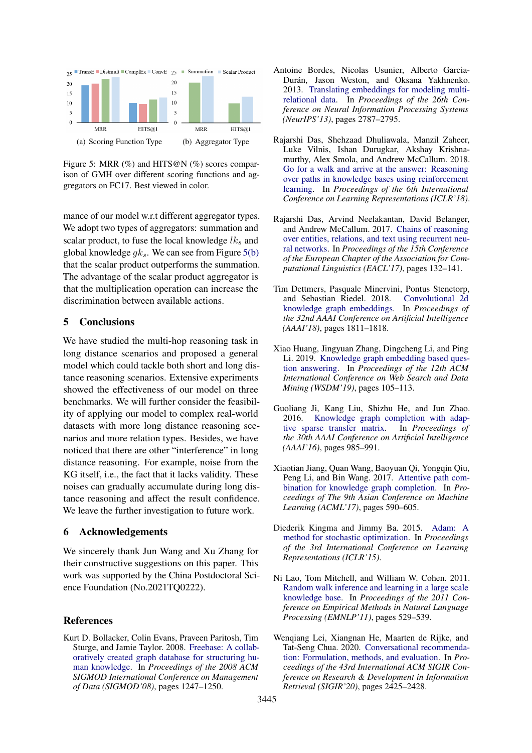(a) Scoring Function Type

(b) Aggregator Type

Figure 5: MRR (%) and HITS@N (%) scores comparison of GMH over different scoring functions and aggregators on FC17. Best viewed in color.

mance of our model w.r.t different aggregator types. We adopt two types of aggregators: summation and scalar product, to fuse the local knowledge $lk_s$ and global knowledge $gk_s$. We can see from Figure 5(b) that the scalar product outperforms the summation. The advantage of the scalar product aggregator is that the multiplication operation can increase the discrimination between available actions.

## 5 Conclusions

We have studied the multi-hop reasoning task in long distance scenarios and proposed a general model which could tackle both short and long distance reasoning scenarios. Extensive experiments showed the effectiveness of our model on three benchmarks. We will further consider the feasibility of applying our model to complex real-world datasets with more long distance reasoning scenarios and more relation types. Besides, we have noticed that there are other "interference" in long distance reasoning. For example, noise from the KG itself, i.e., the fact that it lacks validity. These noises can gradually accumulate during long distance reasoning and affect the result confidence. We leave the further investigation to future work.

## 6 Acknowledgements

We sincerely thank Jun Wang and Xu Zhang for their constructive suggestions on this paper. This work was supported by the China Postdoctoral Science Foundation (No.2021TQ0222).

## References

Kurt D. Bollacker, Colin Evans, Praveen Paritosh, Tim Sturge, and Jamie Taylor. 2008. Freebase: A collaboratively created graph database for structuring human knowledge. In *Proceedings of the 2008 ACM SIGMOD International Conference on Management of Data (SIGMOD'08)*, pages 1247–1250.

Antoine Bordes, Nicolas Usunier, Alberto Garcia-Durán, Jason Weston, and Oksana Yakhnenko. 2013. Translating embeddings for modeling multi-relational data. In *Proceedings of the 26th Conference on Neural Information Processing Systems (NeurIPS'13)*, pages 2787–2795.

Rajarshi Das, Shehzaad Dhuliawala, Manzil Zaheer, Luke Vilnis, Ishan Durugkar, Akshay Krishnamurthy, Alex Smola, and Andrew McCallum. 2018. Go for a walk and arrive at the answer: Reasoning over paths in knowledge bases using reinforcement learning. In *Proceedings of the 6th International Conference on Learning Representations (ICLR'18)*.

Rajarshi Das, Arvind Neelakantan, David Belanger, and Andrew McCallum. 2017. Chains of reasoning over entities, relations, and text using recurrent neural networks. In *Proceedings of the 15th Conference of the European Chapter of the Association for Computational Linguistics (EACL'17)*, pages 132–141.

Tim Dettmers, Pasquale Minervini, Pontus Stenetorp, and Sebastian Riedel. 2018. Convolutional 2d knowledge graph embeddings. In *Proceedings of the 32nd AAAI Conference on Artificial Intelligence (AAAI'18)*, pages 1811–1818.

Xiao Huang, Jingyuan Zhang, Dingcheng Li, and Ping Li. 2019. Knowledge graph embedding based question answering. In *Proceedings of the 12th ACM International Conference on Web Search and Data Mining (WSDM'19)*, pages 105–113.

Guoliang Ji, Kang Liu, Shizhu He, and Jun Zhao. 2016. Knowledge graph completion with adaptive sparse transfer matrix. In *Proceedings of the 30th AAAI Conference on Artificial Intelligence (AAAI'16)*, pages 985–991.

Xiaotian Jiang, Quan Wang, Baoyuan Qi, Yongqin Qiu, Peng Li, and Bin Wang. 2017. Attentive path combination for knowledge graph completion. In *Proceedings of The 9th Asian Conference on Machine Learning (ACML'17)*, pages 590–605.

Diederik Kingma and Jimmy Ba. 2015. Adam: A method for stochastic optimization. In *Proceedings of the 3rd International Conference on Learning Representations (ICLR'15)*.

Ni Lao, Tom Mitchell, and William W. Cohen. 2011. Random walk inference and learning in a large scale knowledge base. In *Proceedings of the 2011 Conference on Empirical Methods in Natural Language Processing (EMNLP'11)*, pages 529–539.

Wenqiang Lei, Xiangnan He, Maarten de Rijke, and Tat-Seng Chua. 2020. Conversational recommendation: Formulation, methods, and evaluation. In *Proceedings of the 43rd International ACM SIGIR Conference on Research & Development in Information Retrieval (SIGIR'20)*, pages 2425–2428.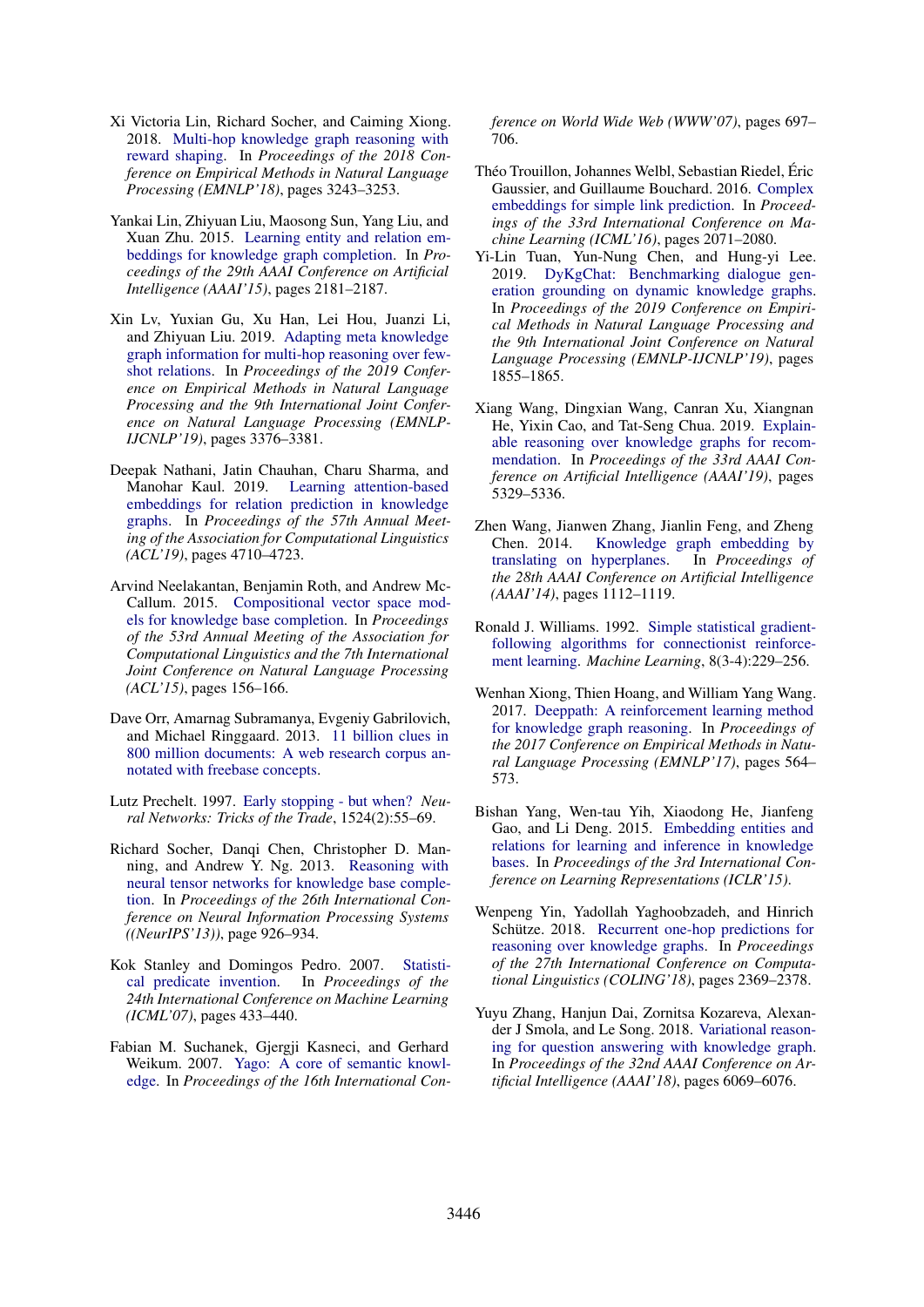Xi Victoria Lin, Richard Socher, and Caiming Xiong. 2018. Multi-hop knowledge graph reasoning with reward shaping. In *Proceedings of the 2018 Conference on Empirical Methods in Natural Language Processing (EMNLP'18)*, pages 3243–3253.

Yankai Lin, Zhiyuan Liu, Maosong Sun, Yang Liu, and Xuan Zhu. 2015. Learning entity and relation embeddings for knowledge graph completion. In *Proceedings of the 29th AAAI Conference on Artificial Intelligence (AAAI'15)*, pages 2181–2187.

Xin Lv, Yuxian Gu, Xu Han, Lei Hou, Juanzi Li, and Zhiyuan Liu. 2019. Adapting meta knowledge graph information for multi-hop reasoning over few-shot relations. In *Proceedings of the 2019 Conference on Empirical Methods in Natural Language Processing and the 9th International Joint Conference on Natural Language Processing (EMNLP-IJCNLP'19)*, pages 3376–3381.

Deepak Nathani, Jatin Chauhan, Charu Sharma, and Manohar Kaul. 2019. Learning attention-based embeddings for relation prediction in knowledge graphs. In *Proceedings of the 57th Annual Meeting of the Association for Computational Linguistics (ACL'19)*, pages 4710–4723.

Arvind Neelakantan, Benjamin Roth, and Andrew McCallum. 2015. Compositional vector space models for knowledge base completion. In *Proceedings of the 53rd Annual Meeting of the Association for Computational Linguistics and the 7th International Joint Conference on Natural Language Processing (ACL'15)*, pages 156–166.

Dave Orr, Amarnag Subramanya, Evgeniy Gabrilovich, and Michael Ringgaard. 2013. 11 billion clues in 800 million documents: A web research corpus annotated with freebase concepts.

Lutz Prechelt. 1997. Early stopping - but when? *Neural Networks: Tricks of the Trade*, 1524(2):55–69.

Richard Socher, Danqi Chen, Christopher D. Manning, and Andrew Y. Ng. 2013. Reasoning with neural tensor networks for knowledge base completion. In *Proceedings of the 26th International Conference on Neural Information Processing Systems ((NeurIPS'13))*, page 926–934.

Kok Stanley and Domingos Pedro. 2007. Statistical predicate invention. In *Proceedings of the 24th International Conference on Machine Learning (ICML'07)*, pages 433–440.

Fabian M. Suchanek, Gjergji Kasneci, and Gerhard Weikum. 2007. Yago: A core of semantic knowledge. In *Proceedings of the 16th International Conference on World Wide Web (WWW'07)*, pages 697–706.

Théo Trouillon, Johannes Welbl, Sebastian Riedel, Éric Gaussier, and Guillaume Bouchard. 2016. Complex embeddings for simple link prediction. In *Proceedings of the 33rd International Conference on Machine Learning (ICML'16)*, pages 2071–2080.

Yi-Lin Tuan, Yun-Nung Chen, and Hung-yi Lee. 2019. DyKgChat: Benchmarking dialogue generation grounding on dynamic knowledge graphs. In *Proceedings of the 2019 Conference on Empirical Methods in Natural Language Processing and the 9th International Joint Conference on Natural Language Processing (EMNLP-IJCNLP'19)*, pages 1855–1865.

Xiang Wang, Dingxian Wang, Canran Xu, Xiangnan He, Yixin Cao, and Tat-Seng Chua. 2019. Explainable reasoning over knowledge graphs for recommendation. In *Proceedings of the 33rd AAAI Conference on Artificial Intelligence (AAAI'19)*, pages 5329–5336.

Zhen Wang, Jianwen Zhang, Jianlin Feng, and Zheng Chen. 2014. Knowledge graph embedding by translating on hyperplanes. In *Proceedings of the 28th AAAI Conference on Artificial Intelligence (AAAI'14)*, pages 1112–1119.

Ronald J. Williams. 1992. Simple statistical gradient-following algorithms for connectionist reinforcement learning. *Machine Learning*, 8(3-4):229–256.

Wenhan Xiong, Thien Hoang, and William Yang Wang. 2017. Deeppath: A reinforcement learning method for knowledge graph reasoning. In *Proceedings of the 2017 Conference on Empirical Methods in Natural Language Processing (EMNLP'17)*, pages 564–573.

Bishan Yang, Wen-tau Yih, Xiaodong He, Jianfeng Gao, and Li Deng. 2015. Embedding entities and relations for learning and inference in knowledge bases. In *Proceedings of the 3rd International Conference on Learning Representations (ICLR'15)*.

Wenpeng Yin, Yadollah Yaghoobzadeh, and Hinrich Schütze. 2018. Recurrent one-hop predictions for reasoning over knowledge graphs. In *Proceedings of the 27th International Conference on Computational Linguistics (COLING'18)*, pages 2369–2378.

Yuyu Zhang, Hanjun Dai, Zornitsa Kozareva, Alexander J Smola, and Le Song. 2018. Variational reasoning for question answering with knowledge graph. In *Proceedings of the 32nd AAAI Conference on Artificial Intelligence (AAAI'18)*, pages 6069–6076.